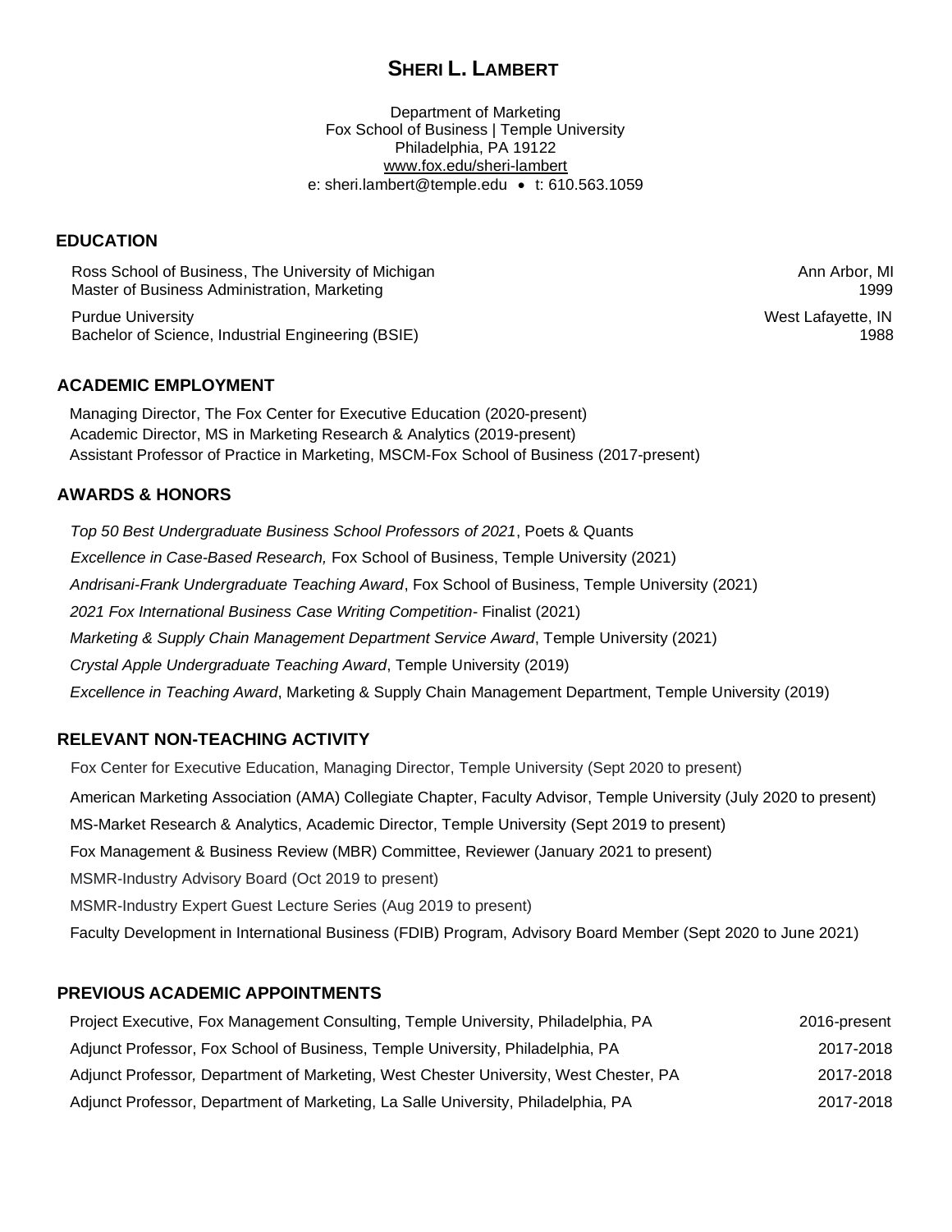# SHERI L. LAMBERT

Department of Marketing
Fox School of Business | Temple University
Philadelphia, PA 19122
www.fox.edu/sheri-lambert
e: sheri.lambert@temple.edu • t: 610.563.1059

## EDUCATION

Ross School of Business, The University of Michigan — Ann Arbor, MI
Master of Business Administration, Marketing — 1999

Purdue University — West Lafayette, IN
Bachelor of Science, Industrial Engineering (BSIE) — 1988

## ACADEMIC EMPLOYMENT

Managing Director, The Fox Center for Executive Education (2020-present)
Academic Director, MS in Marketing Research & Analytics (2019-present)
Assistant Professor of Practice in Marketing, MSCM-Fox School of Business (2017-present)

## AWARDS & HONORS

*Top 50 Best Undergraduate Business School Professors of 2021*, Poets & Quants

*Excellence in Case-Based Research,* Fox School of Business, Temple University (2021)

*Andrisani-Frank Undergraduate Teaching Award*, Fox School of Business, Temple University (2021)

*2021 Fox International Business Case Writing Competition*- Finalist (2021)

*Marketing & Supply Chain Management Department Service Award*, Temple University (2021)

*Crystal Apple Undergraduate Teaching Award*, Temple University (2019)

*Excellence in Teaching Award*, Marketing & Supply Chain Management Department, Temple University (2019)

## RELEVANT NON-TEACHING ACTIVITY

Fox Center for Executive Education, Managing Director, Temple University (Sept 2020 to present)

American Marketing Association (AMA) Collegiate Chapter, Faculty Advisor, Temple University (July 2020 to present)

MS-Market Research & Analytics, Academic Director, Temple University (Sept 2019 to present)

Fox Management & Business Review (MBR) Committee, Reviewer (January 2021 to present)

MSMR-Industry Advisory Board (Oct 2019 to present)

MSMR-Industry Expert Guest Lecture Series (Aug 2019 to present)

Faculty Development in International Business (FDIB) Program, Advisory Board Member (Sept 2020 to June 2021)

## PREVIOUS ACADEMIC APPOINTMENTS

Project Executive, Fox Management Consulting, Temple University, Philadelphia, PA — 2016-present

Adjunct Professor, Fox School of Business, Temple University, Philadelphia, PA — 2017-2018

Adjunct Professor, Department of Marketing, West Chester University, West Chester, PA — 2017-2018

Adjunct Professor, Department of Marketing, La Salle University, Philadelphia, PA — 2017-2018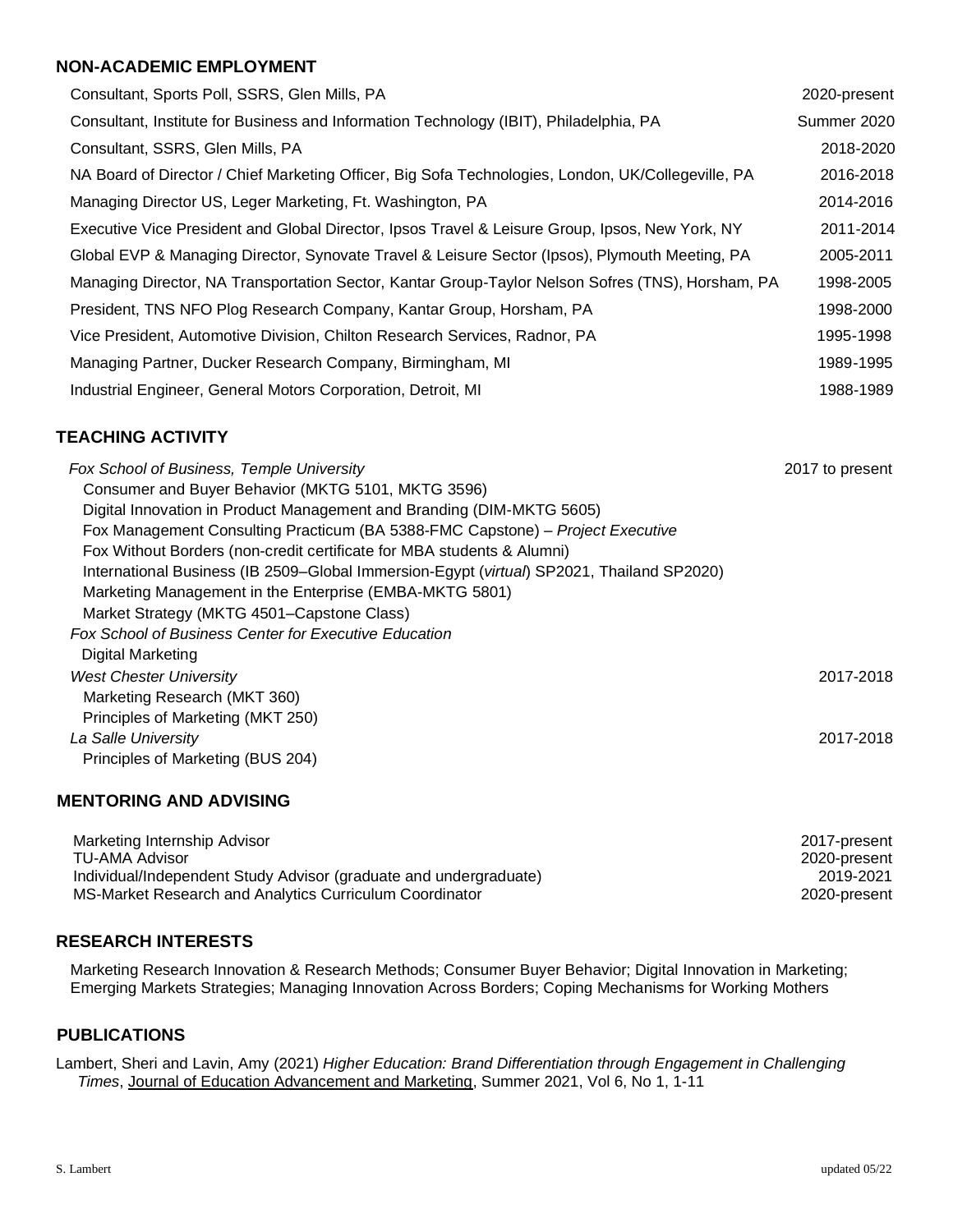## NON-ACADEMIC EMPLOYMENT

| | |
|---|---|
| Consultant, Sports Poll, SSRS, Glen Mills, PA | 2020-present |
| Consultant, Institute for Business and Information Technology (IBIT), Philadelphia, PA | Summer 2020 |
| Consultant, SSRS, Glen Mills, PA | 2018-2020 |
| NA Board of Director / Chief Marketing Officer, Big Sofa Technologies, London, UK/Collegeville, PA | 2016-2018 |
| Managing Director US, Leger Marketing, Ft. Washington, PA | 2014-2016 |
| Executive Vice President and Global Director, Ipsos Travel & Leisure Group, Ipsos, New York, NY | 2011-2014 |
| Global EVP & Managing Director, Synovate Travel & Leisure Sector (Ipsos), Plymouth Meeting, PA | 2005-2011 |
| Managing Director, NA Transportation Sector, Kantar Group-Taylor Nelson Sofres (TNS), Horsham, PA | 1998-2005 |
| President, TNS NFO Plog Research Company, Kantar Group, Horsham, PA | 1998-2000 |
| Vice President, Automotive Division, Chilton Research Services, Radnor, PA | 1995-1998 |
| Managing Partner, Ducker Research Company, Birmingham, MI | 1989-1995 |
| Industrial Engineer, General Motors Corporation, Detroit, MI | 1988-1989 |

## TEACHING ACTIVITY

*Fox School of Business, Temple University* — 2017 to present

- Consumer and Buyer Behavior (MKTG 5101, MKTG 3596)
- Digital Innovation in Product Management and Branding (DIM-MKTG 5605)
- Fox Management Consulting Practicum (BA 5388-FMC Capstone) – *Project Executive*
- Fox Without Borders (non-credit certificate for MBA students & Alumni)
- International Business (IB 2509–Global Immersion-Egypt (*virtual*) SP2021, Thailand SP2020)
- Marketing Management in the Enterprise (EMBA-MKTG 5801)
- Market Strategy (MKTG 4501–Capstone Class)

*Fox School of Business Center for Executive Education*

- Digital Marketing

*West Chester University* — 2017-2018

- Marketing Research (MKT 360)
- Principles of Marketing (MKT 250)

*La Salle University* — 2017-2018

- Principles of Marketing (BUS 204)

## MENTORING AND ADVISING

| | |
|---|---|
| Marketing Internship Advisor | 2017-present |
| TU-AMA Advisor | 2020-present |
| Individual/Independent Study Advisor (graduate and undergraduate) | 2019-2021 |
| MS-Market Research and Analytics Curriculum Coordinator | 2020-present |

## RESEARCH INTERESTS

Marketing Research Innovation & Research Methods; Consumer Buyer Behavior; Digital Innovation in Marketing; Emerging Markets Strategies; Managing Innovation Across Borders; Coping Mechanisms for Working Mothers

## PUBLICATIONS

Lambert, Sheri and Lavin, Amy (2021) *Higher Education: Brand Differentiation through Engagement in Challenging Times*, Journal of Education Advancement and Marketing, Summer 2021, Vol 6, No 1, 1-11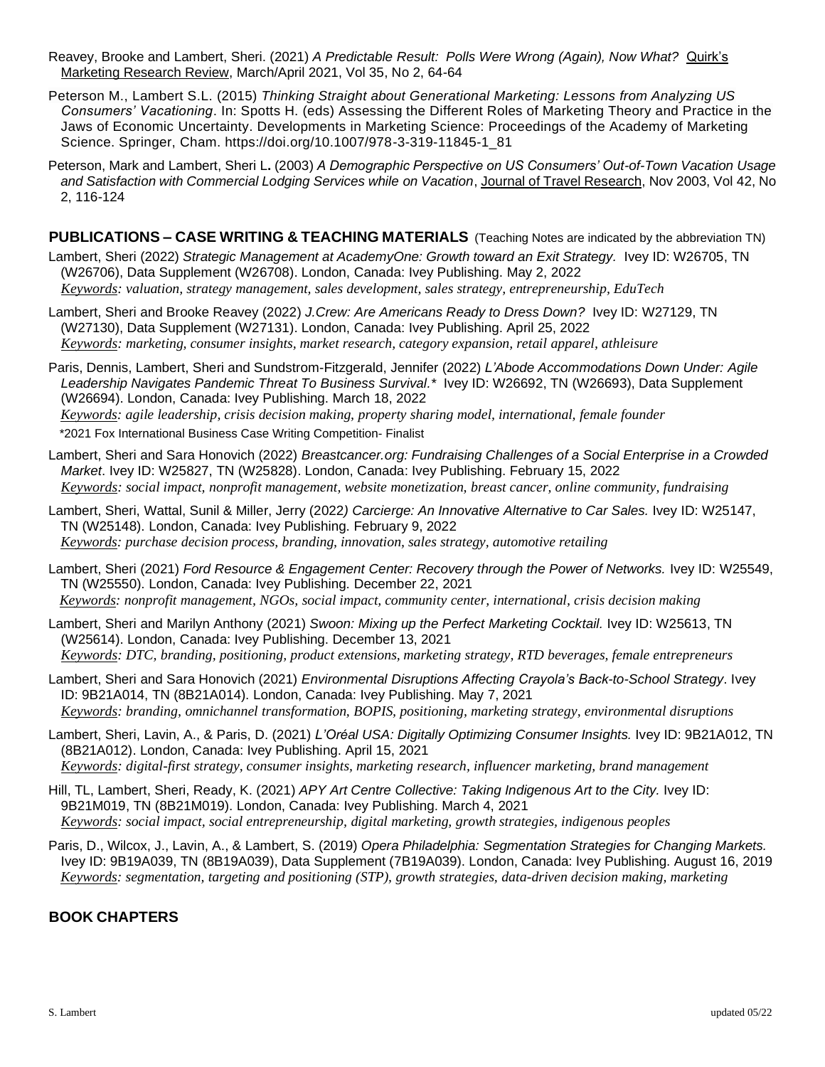Reavey, Brooke and Lambert, Sheri. (2021) *A Predictable Result: Polls Were Wrong (Again), Now What?* Quirk's Marketing Research Review, March/April 2021, Vol 35, No 2, 64-64

Peterson M., Lambert S.L. (2015) *Thinking Straight about Generational Marketing: Lessons from Analyzing US Consumers' Vacationing*. In: Spotts H. (eds) Assessing the Different Roles of Marketing Theory and Practice in the Jaws of Economic Uncertainty. Developments in Marketing Science: Proceedings of the Academy of Marketing Science. Springer, Cham. https://doi.org/10.1007/978-3-319-11845-1_81

Peterson, Mark and Lambert, Sheri L**.** (2003) *A Demographic Perspective on US Consumers' Out-of-Town Vacation Usage and Satisfaction with Commercial Lodging Services while on Vacation*, Journal of Travel Research, Nov 2003, Vol 42, No 2, 116-124

## PUBLICATIONS – CASE WRITING & TEACHING MATERIALS (Teaching Notes are indicated by the abbreviation TN)

Lambert, Sheri (2022) *Strategic Management at AcademyOne: Growth toward an Exit Strategy.* Ivey ID: W26705, TN (W26706), Data Supplement (W26708). London, Canada: Ivey Publishing. May 2, 2022
*Keywords: valuation, strategy management, sales development, sales strategy, entrepreneurship, EduTech*

Lambert, Sheri and Brooke Reavey (2022) *J.Crew: Are Americans Ready to Dress Down?* Ivey ID: W27129, TN (W27130), Data Supplement (W27131). London, Canada: Ivey Publishing. April 25, 2022
*Keywords: marketing, consumer insights, market research, category expansion, retail apparel, athleisure*

Paris, Dennis, Lambert, Sheri and Sundstrom-Fitzgerald, Jennifer (2022) *L'Abode Accommodations Down Under: Agile Leadership Navigates Pandemic Threat To Business Survival.** Ivey ID: W26692, TN (W26693), Data Supplement (W26694). London, Canada: Ivey Publishing. March 18, 2022
*Keywords: agile leadership, crisis decision making, property sharing model, international, female founder*
*2021 Fox International Business Case Writing Competition- Finalist

Lambert, Sheri and Sara Honovich (2022) *Breastcancer.org: Fundraising Challenges of a Social Enterprise in a Crowded Market*. Ivey ID: W25827, TN (W25828). London, Canada: Ivey Publishing. February 15, 2022
*Keywords: social impact, nonprofit management, website monetization, breast cancer, online community, fundraising*

Lambert, Sheri, Wattal, Sunil & Miller, Jerry (2022*) Carcierge: An Innovative Alternative to Car Sales.* Ivey ID: W25147, TN (W25148). London, Canada: Ivey Publishing. February 9, 2022
*Keywords: purchase decision process, branding, innovation, sales strategy, automotive retailing*

Lambert, Sheri (2021) *Ford Resource & Engagement Center: Recovery through the Power of Networks.* Ivey ID: W25549, TN (W25550). London, Canada: Ivey Publishing. December 22, 2021
*Keywords: nonprofit management, NGOs, social impact, community center, international, crisis decision making*

Lambert, Sheri and Marilyn Anthony (2021) *Swoon: Mixing up the Perfect Marketing Cocktail.* Ivey ID: W25613, TN (W25614). London, Canada: Ivey Publishing. December 13, 2021
*Keywords: DTC, branding, positioning, product extensions, marketing strategy, RTD beverages, female entrepreneurs*

Lambert, Sheri and Sara Honovich (2021) *Environmental Disruptions Affecting Crayola's Back-to-School Strategy*. Ivey ID: 9B21A014, TN (8B21A014). London, Canada: Ivey Publishing. May 7, 2021
*Keywords: branding, omnichannel transformation, BOPIS, positioning, marketing strategy, environmental disruptions*

Lambert, Sheri, Lavin, A., & Paris, D. (2021) *L'Oréal USA: Digitally Optimizing Consumer Insights.* Ivey ID: 9B21A012, TN (8B21A012). London, Canada: Ivey Publishing. April 15, 2021
*Keywords: digital-first strategy, consumer insights, marketing research, influencer marketing, brand management*

Hill, TL, Lambert, Sheri, Ready, K. (2021) *APY Art Centre Collective: Taking Indigenous Art to the City.* Ivey ID: 9B21M019, TN (8B21M019). London, Canada: Ivey Publishing. March 4, 2021
*Keywords: social impact, social entrepreneurship, digital marketing, growth strategies, indigenous peoples*

Paris, D., Wilcox, J., Lavin, A., & Lambert, S. (2019) *Opera Philadelphia: Segmentation Strategies for Changing Markets.* Ivey ID: 9B19A039, TN (8B19A039), Data Supplement (7B19A039). London, Canada: Ivey Publishing. August 16, 2019
*Keywords: segmentation, targeting and positioning (STP), growth strategies, data-driven decision making, marketing*

## BOOK CHAPTERS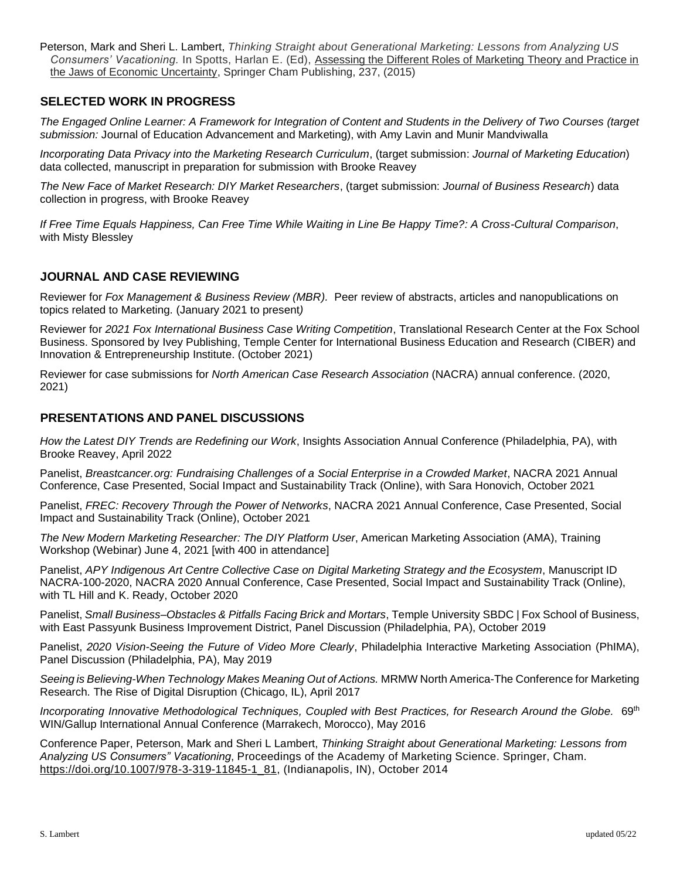Peterson, Mark and Sheri L. Lambert, *Thinking Straight about Generational Marketing: Lessons from Analyzing US Consumers' Vacationing.* In Spotts, Harlan E. (Ed), Assessing the Different Roles of Marketing Theory and Practice in the Jaws of Economic Uncertainty, Springer Cham Publishing, 237, (2015)

## SELECTED WORK IN PROGRESS

*The Engaged Online Learner: A Framework for Integration of Content and Students in the Delivery of Two Courses (target submission:* Journal of Education Advancement and Marketing), with Amy Lavin and Munir Mandviwalla

*Incorporating Data Privacy into the Marketing Research Curriculum*, (target submission: *Journal of Marketing Education*) data collected, manuscript in preparation for submission with Brooke Reavey

*The New Face of Market Research: DIY Market Researchers*, (target submission: *Journal of Business Research*) data collection in progress, with Brooke Reavey

*If Free Time Equals Happiness, Can Free Time While Waiting in Line Be Happy Time?: A Cross-Cultural Comparison*, with Misty Blessley

## JOURNAL AND CASE REVIEWING

Reviewer for *Fox Management & Business Review (MBR).* Peer review of abstracts, articles and nanopublications on topics related to Marketing. (January 2021 to present)

Reviewer for *2021 Fox International Business Case Writing Competition*, Translational Research Center at the Fox School Business. Sponsored by Ivey Publishing, Temple Center for International Business Education and Research (CIBER) and Innovation & Entrepreneurship Institute. (October 2021)

Reviewer for case submissions for *North American Case Research Association* (NACRA) annual conference. (2020, 2021)

## PRESENTATIONS AND PANEL DISCUSSIONS

*How the Latest DIY Trends are Redefining our Work*, Insights Association Annual Conference (Philadelphia, PA), with Brooke Reavey, April 2022

Panelist, *Breastcancer.org: Fundraising Challenges of a Social Enterprise in a Crowded Market*, NACRA 2021 Annual Conference, Case Presented, Social Impact and Sustainability Track (Online), with Sara Honovich, October 2021

Panelist, *FREC: Recovery Through the Power of Networks*, NACRA 2021 Annual Conference, Case Presented, Social Impact and Sustainability Track (Online), October 2021

*The New Modern Marketing Researcher: The DIY Platform User*, American Marketing Association (AMA), Training Workshop (Webinar) June 4, 2021 [with 400 in attendance]

Panelist, *APY Indigenous Art Centre Collective Case on Digital Marketing Strategy and the Ecosystem*, Manuscript ID NACRA-100-2020, NACRA 2020 Annual Conference, Case Presented, Social Impact and Sustainability Track (Online), with TL Hill and K. Ready, October 2020

Panelist, *Small Business–Obstacles & Pitfalls Facing Brick and Mortars*, Temple University SBDC | Fox School of Business, with East Passyunk Business Improvement District, Panel Discussion (Philadelphia, PA), October 2019

Panelist, *2020 Vision-Seeing the Future of Video More Clearly*, Philadelphia Interactive Marketing Association (PhIMA), Panel Discussion (Philadelphia, PA), May 2019

*Seeing is Believing-When Technology Makes Meaning Out of Actions.* MRMW North America-The Conference for Marketing Research. The Rise of Digital Disruption (Chicago, IL), April 2017

*Incorporating Innovative Methodological Techniques, Coupled with Best Practices, for Research Around the Globe.* 69th WIN/Gallup International Annual Conference (Marrakech, Morocco), May 2016

Conference Paper, Peterson, Mark and Sheri L Lambert, *Thinking Straight about Generational Marketing: Lessons from Analyzing US Consumers" Vacationing*, Proceedings of the Academy of Marketing Science. Springer, Cham. https://doi.org/10.1007/978-3-319-11845-1_81, (Indianapolis, IN), October 2014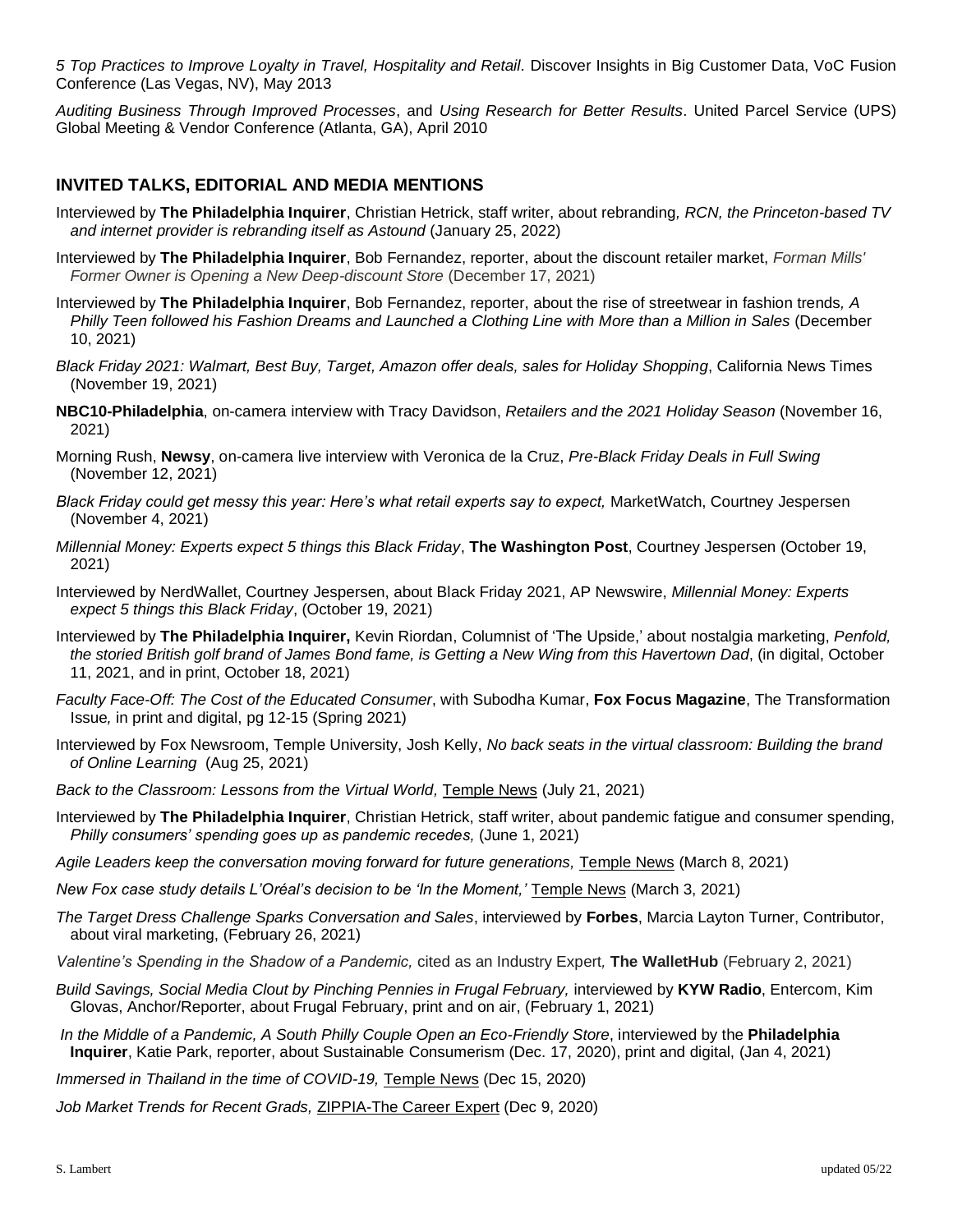*5 Top Practices to Improve Loyalty in Travel, Hospitality and Retail*. Discover Insights in Big Customer Data, VoC Fusion Conference (Las Vegas, NV), May 2013

*Auditing Business Through Improved Processes*, and *Using Research for Better Results*. United Parcel Service (UPS) Global Meeting & Vendor Conference (Atlanta, GA), April 2010

## INVITED TALKS, EDITORIAL AND MEDIA MENTIONS

Interviewed by **The Philadelphia Inquirer**, Christian Hetrick, staff writer, about rebranding*, RCN, the Princeton-based TV and internet provider is rebranding itself as Astound* (January 25, 2022)

Interviewed by **The Philadelphia Inquirer**, Bob Fernandez, reporter, about the discount retailer market, *Forman Mills' Former Owner is Opening a New Deep-discount Store* (December 17, 2021)

Interviewed by **The Philadelphia Inquirer**, Bob Fernandez, reporter, about the rise of streetwear in fashion trends*, A Philly Teen followed his Fashion Dreams and Launched a Clothing Line with More than a Million in Sales* (December 10, 2021)

*Black Friday 2021: Walmart, Best Buy, Target, Amazon offer deals, sales for Holiday Shopping*, California News Times (November 19, 2021)

**NBC10-Philadelphia**, on-camera interview with Tracy Davidson, *Retailers and the 2021 Holiday Season* (November 16, 2021)

Morning Rush, **Newsy**, on-camera live interview with Veronica de la Cruz, *Pre-Black Friday Deals in Full Swing* (November 12, 2021)

*Black Friday could get messy this year: Here's what retail experts say to expect,* MarketWatch, Courtney Jespersen (November 4, 2021)

*Millennial Money: Experts expect 5 things this Black Friday*, **The Washington Post**, Courtney Jespersen (October 19, 2021)

Interviewed by NerdWallet, Courtney Jespersen, about Black Friday 2021, AP Newswire, *Millennial Money: Experts expect 5 things this Black Friday*, (October 19, 2021)

Interviewed by **The Philadelphia Inquirer,** Kevin Riordan, Columnist of 'The Upside,' about nostalgia marketing, *Penfold, the storied British golf brand of James Bond fame, is Getting a New Wing from this Havertown Dad*, (in digital, October 11, 2021, and in print, October 18, 2021)

*Faculty Face-Off: The Cost of the Educated Consumer*, with Subodha Kumar, **Fox Focus Magazine**, The Transformation Issue*,* in print and digital, pg 12-15 (Spring 2021)

Interviewed by Fox Newsroom, Temple University, Josh Kelly, *No back seats in the virtual classroom: Building the brand of Online Learning* (Aug 25, 2021)

*Back to the Classroom: Lessons from the Virtual World,* Temple News (July 21, 2021)

Interviewed by **The Philadelphia Inquirer**, Christian Hetrick, staff writer, about pandemic fatigue and consumer spending, *Philly consumers' spending goes up as pandemic recedes,* (June 1, 2021)

*Agile Leaders keep the conversation moving forward for future generations,* Temple News (March 8, 2021)

*New Fox case study details L'Oréal's decision to be 'In the Moment,'* Temple News (March 3, 2021)

*The Target Dress Challenge Sparks Conversation and Sales*, interviewed by **Forbes**, Marcia Layton Turner, Contributor, about viral marketing, (February 26, 2021)

*Valentine's Spending in the Shadow of a Pandemic,* cited as an Industry Expert*,* **The WalletHub** (February 2, 2021)

*Build Savings, Social Media Clout by Pinching Pennies in Frugal February,* interviewed by **KYW Radio**, Entercom, Kim Glovas, Anchor/Reporter, about Frugal February, print and on air, (February 1, 2021)

*In the Middle of a Pandemic, A South Philly Couple Open an Eco-Friendly Store*, interviewed by the **Philadelphia Inquirer**, Katie Park, reporter, about Sustainable Consumerism (Dec. 17, 2020), print and digital, (Jan 4, 2021)

*Immersed in Thailand in the time of COVID-19,* Temple News (Dec 15, 2020)

*Job Market Trends for Recent Grads,* ZIPPIA-The Career Expert (Dec 9, 2020)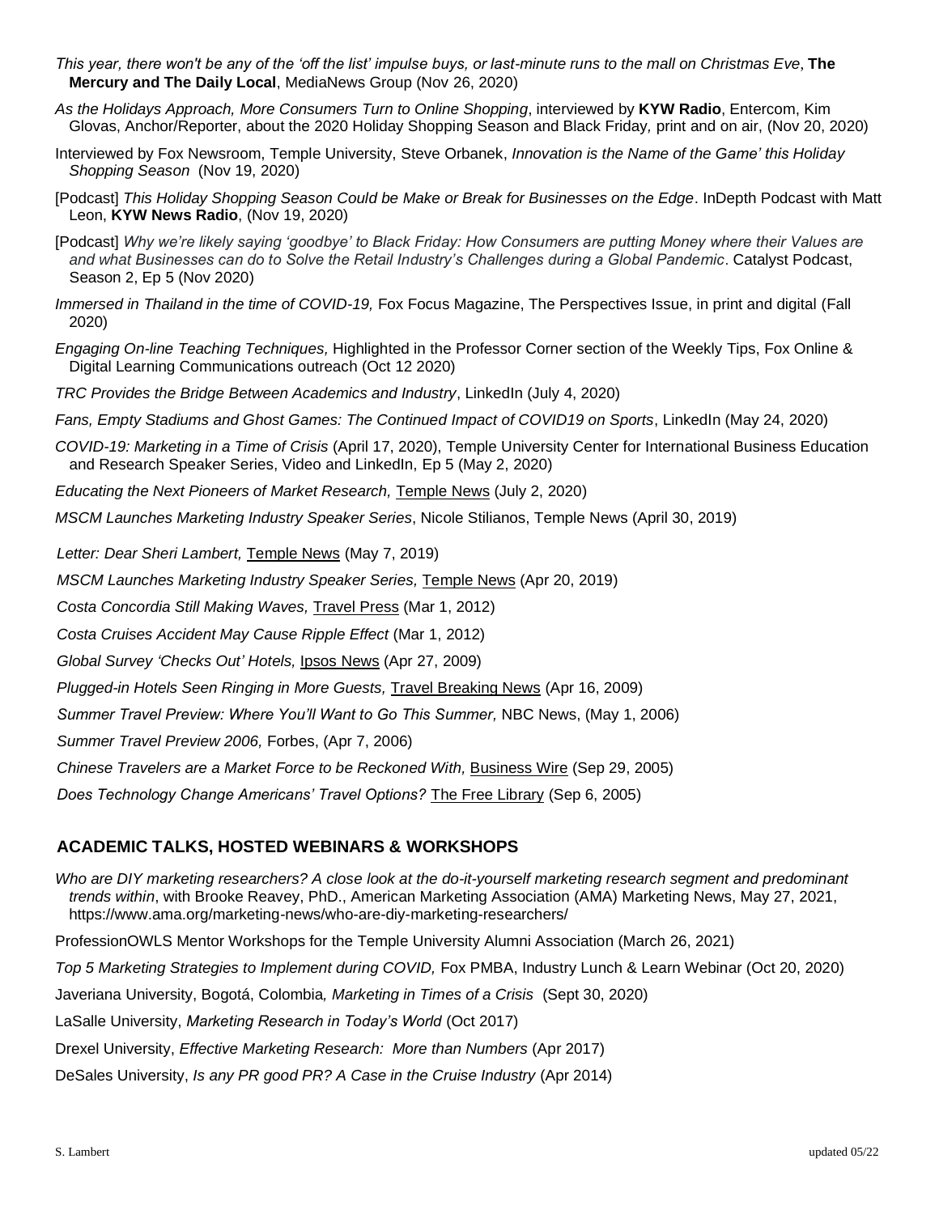*This year, there won't be any of the 'off the list' impulse buys, or last-minute runs to the mall on Christmas Eve*, **The Mercury and The Daily Local**, MediaNews Group (Nov 26, 2020)

*As the Holidays Approach, More Consumers Turn to Online Shopping*, interviewed by **KYW Radio**, Entercom, Kim Glovas, Anchor/Reporter, about the 2020 Holiday Shopping Season and Black Friday, print and on air, (Nov 20, 2020)

Interviewed by Fox Newsroom, Temple University, Steve Orbanek, *Innovation is the Name of the Game' this Holiday Shopping Season* (Nov 19, 2020)

[Podcast] *This Holiday Shopping Season Could be Make or Break for Businesses on the Edge*. InDepth Podcast with Matt Leon, **KYW News Radio**, (Nov 19, 2020)

[Podcast] *Why we're likely saying 'goodbye' to Black Friday: How Consumers are putting Money where their Values are and what Businesses can do to Solve the Retail Industry's Challenges during a Global Pandemic*. Catalyst Podcast, Season 2, Ep 5 (Nov 2020)

*Immersed in Thailand in the time of COVID-19,* Fox Focus Magazine, The Perspectives Issue, in print and digital (Fall 2020)

*Engaging On-line Teaching Techniques,* Highlighted in the Professor Corner section of the Weekly Tips, Fox Online & Digital Learning Communications outreach (Oct 12 2020)

*TRC Provides the Bridge Between Academics and Industry*, LinkedIn (July 4, 2020)

*Fans, Empty Stadiums and Ghost Games: The Continued Impact of COVID19 on Sports*, LinkedIn (May 24, 2020)

*COVID-19: Marketing in a Time of Crisis* (April 17, 2020), Temple University Center for International Business Education and Research Speaker Series, Video and LinkedIn, Ep 5 (May 2, 2020)

*Educating the Next Pioneers of Market Research,* Temple News (July 2, 2020)

*MSCM Launches Marketing Industry Speaker Series*, Nicole Stilianos, Temple News (April 30, 2019)

*Letter: Dear Sheri Lambert,* Temple News (May 7, 2019)

*MSCM Launches Marketing Industry Speaker Series,* Temple News (Apr 20, 2019)

*Costa Concordia Still Making Waves,* Travel Press (Mar 1, 2012)

*Costa Cruises Accident May Cause Ripple Effect* (Mar 1, 2012)

*Global Survey 'Checks Out' Hotels,* Ipsos News (Apr 27, 2009)

*Plugged-in Hotels Seen Ringing in More Guests,* Travel Breaking News (Apr 16, 2009)

*Summer Travel Preview: Where You'll Want to Go This Summer,* NBC News, (May 1, 2006)

*Summer Travel Preview 2006,* Forbes, (Apr 7, 2006)

*Chinese Travelers are a Market Force to be Reckoned With,* Business Wire (Sep 29, 2005)

*Does Technology Change Americans' Travel Options?* The Free Library (Sep 6, 2005)

## ACADEMIC TALKS, HOSTED WEBINARS & WORKSHOPS

*Who are DIY marketing researchers? A close look at the do-it-yourself marketing research segment and predominant trends within*, with Brooke Reavey, PhD., American Marketing Association (AMA) Marketing News, May 27, 2021, https://www.ama.org/marketing-news/who-are-diy-marketing-researchers/

ProfessionOWLS Mentor Workshops for the Temple University Alumni Association (March 26, 2021)

*Top 5 Marketing Strategies to Implement during COVID,* Fox PMBA, Industry Lunch & Learn Webinar (Oct 20, 2020)

Javeriana University, Bogotá, Colombia*, Marketing in Times of a Crisis* (Sept 30, 2020)

LaSalle University, *Marketing Research in Today's World* (Oct 2017)

Drexel University, *Effective Marketing Research: More than Numbers* (Apr 2017)

DeSales University, *Is any PR good PR? A Case in the Cruise Industry* (Apr 2014)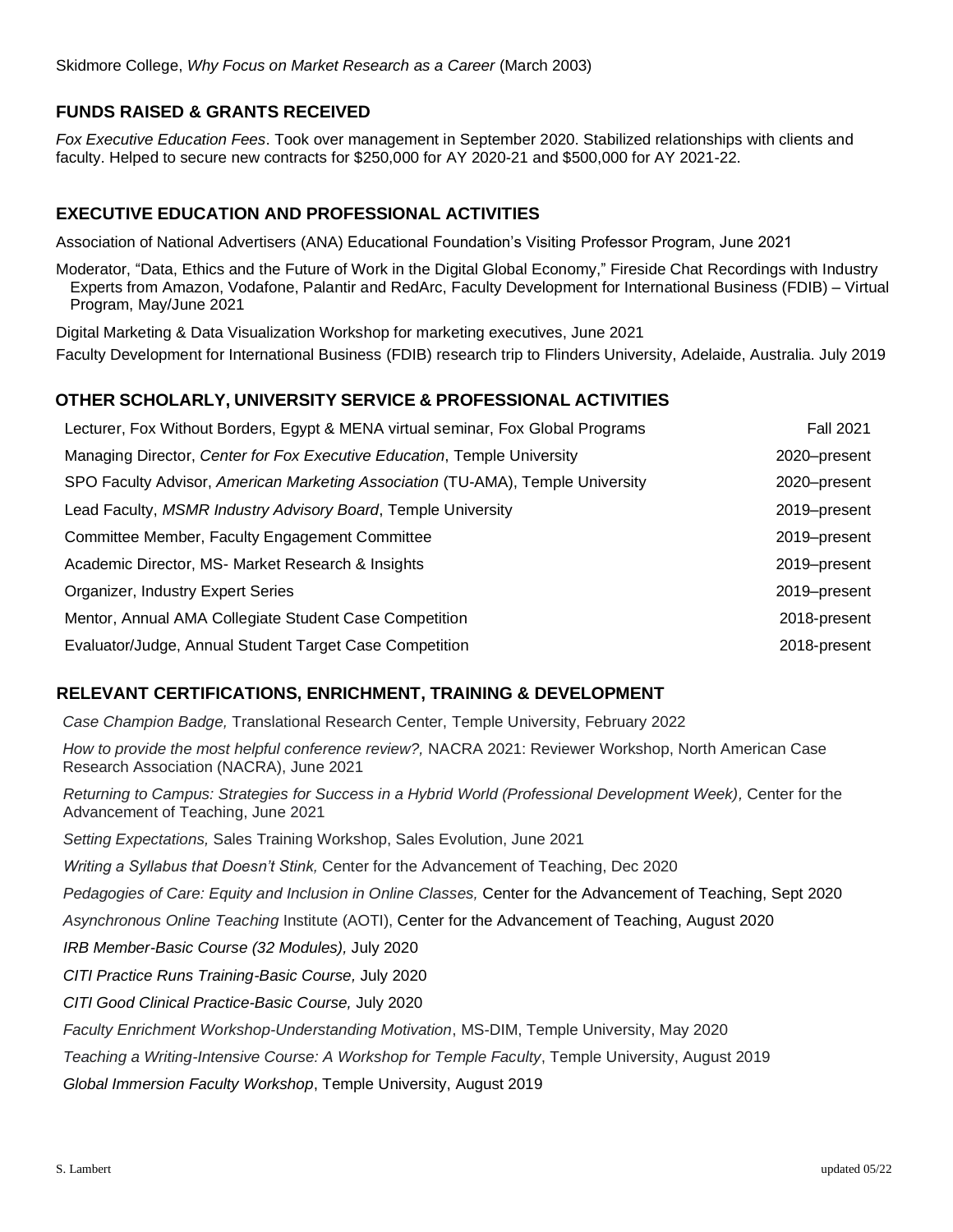Skidmore College, *Why Focus on Market Research as a Career* (March 2003)

## FUNDS RAISED & GRANTS RECEIVED

*Fox Executive Education Fees*. Took over management in September 2020. Stabilized relationships with clients and faculty. Helped to secure new contracts for $250,000 for AY 2020-21 and $500,000 for AY 2021-22.

## EXECUTIVE EDUCATION AND PROFESSIONAL ACTIVITIES

Association of National Advertisers (ANA) Educational Foundation's Visiting Professor Program, June 2021

Moderator, "Data, Ethics and the Future of Work in the Digital Global Economy," Fireside Chat Recordings with Industry Experts from Amazon, Vodafone, Palantir and RedArc, Faculty Development for International Business (FDIB) – Virtual Program, May/June 2021

Digital Marketing & Data Visualization Workshop for marketing executives, June 2021

Faculty Development for International Business (FDIB) research trip to Flinders University, Adelaide, Australia. July 2019

## OTHER SCHOLARLY, UNIVERSITY SERVICE & PROFESSIONAL ACTIVITIES

| | |
|---|---|
| Lecturer, Fox Without Borders, Egypt & MENA virtual seminar, Fox Global Programs | Fall 2021 |
| Managing Director, *Center for Fox Executive Education*, Temple University | 2020–present |
| SPO Faculty Advisor, *American Marketing Association* (TU-AMA), Temple University | 2020–present |
| Lead Faculty, *MSMR Industry Advisory Board*, Temple University | 2019–present |
| Committee Member, Faculty Engagement Committee | 2019–present |
| Academic Director, MS- Market Research & Insights | 2019–present |
| Organizer, Industry Expert Series | 2019–present |
| Mentor, Annual AMA Collegiate Student Case Competition | 2018-present |
| Evaluator/Judge, Annual Student Target Case Competition | 2018-present |

## RELEVANT CERTIFICATIONS, ENRICHMENT, TRAINING & DEVELOPMENT

*Case Champion Badge,* Translational Research Center, Temple University, February 2022

*How to provide the most helpful conference review?,* NACRA 2021: Reviewer Workshop, North American Case Research Association (NACRA), June 2021

*Returning to Campus: Strategies for Success in a Hybrid World (Professional Development Week),* Center for the Advancement of Teaching, June 2021

*Setting Expectations,* Sales Training Workshop, Sales Evolution, June 2021

*Writing a Syllabus that Doesn't Stink,* Center for the Advancement of Teaching, Dec 2020

*Pedagogies of Care: Equity and Inclusion in Online Classes,* Center for the Advancement of Teaching, Sept 2020

*Asynchronous Online Teaching* Institute (AOTI), Center for the Advancement of Teaching, August 2020

*IRB Member-Basic Course (32 Modules),* July 2020

*CITI Practice Runs Training-Basic Course,* July 2020

*CITI Good Clinical Practice-Basic Course,* July 2020

*Faculty Enrichment Workshop-Understanding Motivation*, MS-DIM, Temple University, May 2020

*Teaching a Writing-Intensive Course: A Workshop for Temple Faculty*, Temple University, August 2019

*Global Immersion Faculty Workshop*, Temple University, August 2019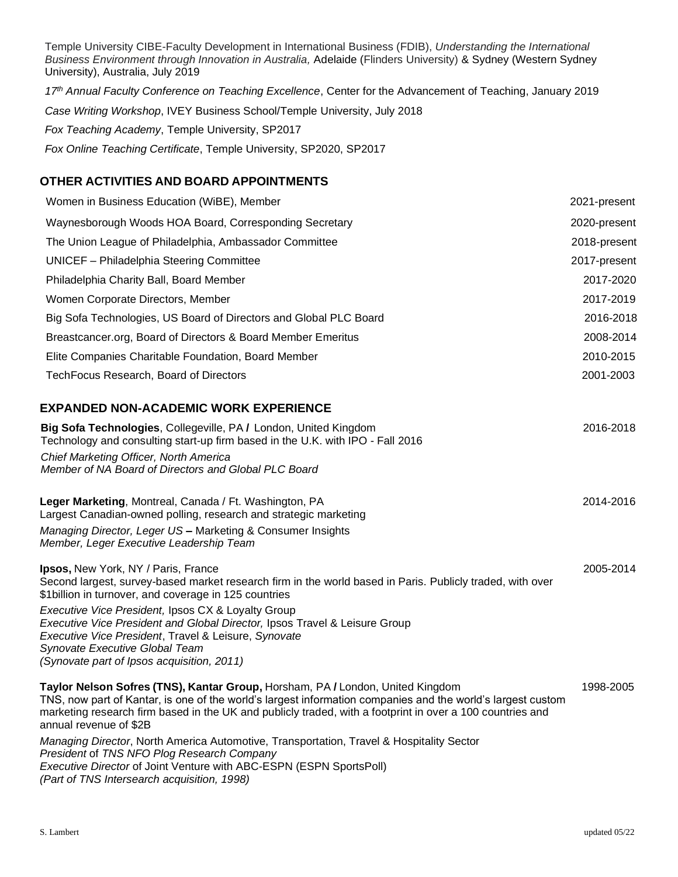Temple University CIBE-Faculty Development in International Business (FDIB), *Understanding the International Business Environment through Innovation in Australia,* Adelaide (Flinders University) & Sydney (Western Sydney University), Australia, July 2019

*17th Annual Faculty Conference on Teaching Excellence*, Center for the Advancement of Teaching, January 2019

*Case Writing Workshop*, IVEY Business School/Temple University, July 2018

*Fox Teaching Academy*, Temple University, SP2017

*Fox Online Teaching Certificate*, Temple University, SP2020, SP2017

## OTHER ACTIVITIES AND BOARD APPOINTMENTS

| | |
|---|---|
| Women in Business Education (WiBE), Member | 2021-present |
| Waynesborough Woods HOA Board, Corresponding Secretary | 2020-present |
| The Union League of Philadelphia, Ambassador Committee | 2018-present |
| UNICEF – Philadelphia Steering Committee | 2017-present |
| Philadelphia Charity Ball, Board Member | 2017-2020 |
| Women Corporate Directors, Member | 2017-2019 |
| Big Sofa Technologies, US Board of Directors and Global PLC Board | 2016-2018 |
| Breastcancer.org, Board of Directors & Board Member Emeritus | 2008-2014 |
| Elite Companies Charitable Foundation, Board Member | 2010-2015 |
| TechFocus Research, Board of Directors | 2001-2003 |

## EXPANDED NON-ACADEMIC WORK EXPERIENCE

**Big Sofa Technologies**, Collegeville, PA **/** London, United Kingdom — 2016-2018
Technology and consulting start-up firm based in the U.K. with IPO - Fall 2016

*Chief Marketing Officer, North America*
*Member of NA Board of Directors and Global PLC Board*

**Leger Marketing**, Montreal, Canada / Ft. Washington, PA — 2014-2016
Largest Canadian-owned polling, research and strategic marketing

*Managing Director, Leger US* **–** Marketing & Consumer Insights
*Member, Leger Executive Leadership Team*

**Ipsos,** New York, NY / Paris, France — 2005-2014
Second largest, survey-based market research firm in the world based in Paris. Publicly traded, with over $1billion in turnover, and coverage in 125 countries

*Executive Vice President,* Ipsos CX & Loyalty Group
*Executive Vice President and Global Director,* Ipsos Travel & Leisure Group
*Executive Vice President*, Travel & Leisure, *Synovate*
*Synovate Executive Global Team*
*(Synovate part of Ipsos acquisition, 2011)*

**Taylor Nelson Sofres (TNS), Kantar Group,** Horsham, PA **/** London, United Kingdom — 1998-2005
TNS, now part of Kantar, is one of the world's largest information companies and the world's largest custom marketing research firm based in the UK and publicly traded, with a footprint in over a 100 countries and annual revenue of $2B

*Managing Director*, North America Automotive, Transportation, Travel & Hospitality Sector
*President* of *TNS NFO Plog Research Company*
*Executive Director* of Joint Venture with ABC-ESPN (ESPN SportsPoll)
*(Part of TNS Intersearch acquisition, 1998)*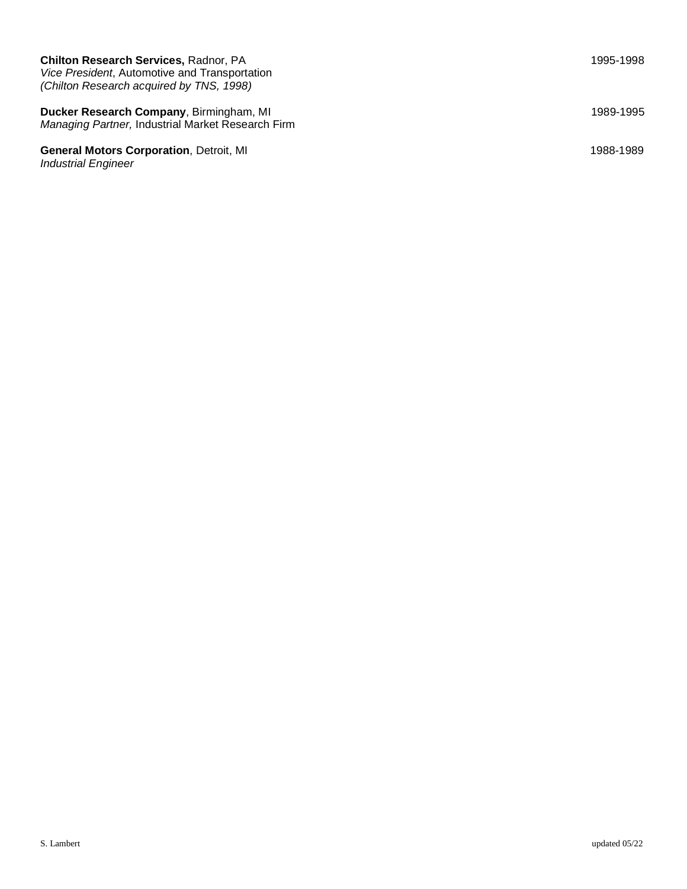**Chilton Research Services,** Radnor, PA 1995-1998
*Vice President*, Automotive and Transportation
*(Chilton Research acquired by TNS, 1998)*

**Ducker Research Company**, Birmingham, MI 1989-1995
*Managing Partner,* Industrial Market Research Firm

**General Motors Corporation**, Detroit, MI 1988-1989
*Industrial Engineer*